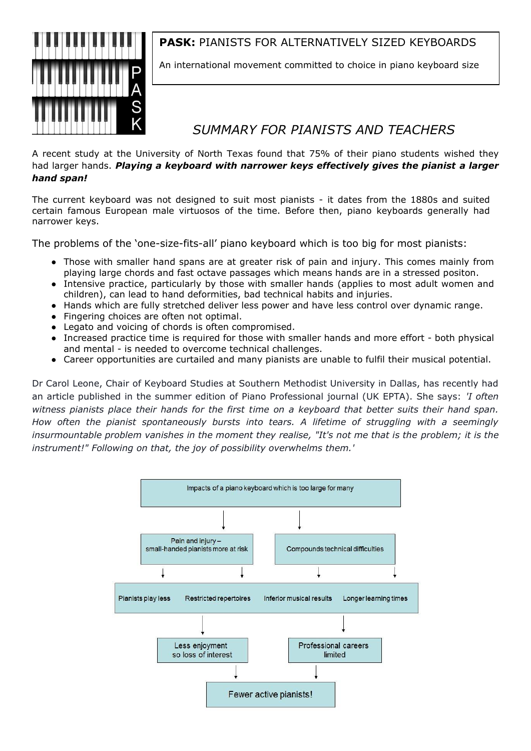**PASK:** PIANISTS FOR ALTERNATIVELY SIZED KEYBOARDS

An international movement committed to choice in piano keyboard size

## *SUMMARY FOR PIANISTS AND TEACHERS*

A recent study at the University of North Texas found that 75% of their piano students wished they had larger hands. ***Playing a keyboard with narrower keys effectively gives the pianist a larger hand span!***

The current keyboard was not designed to suit most pianists - it dates from the 1880s and suited certain famous European male virtuosos of the time. Before then, piano keyboards generally had narrower keys.

The problems of the 'one-size-fits-all' piano keyboard which is too big for most pianists:

- Those with smaller hand spans are at greater risk of pain and injury. This comes mainly from playing large chords and fast octave passages which means hands are in a stressed positon.
- Intensive practice, particularly by those with smaller hands (applies to most adult women and children), can lead to hand deformities, bad technical habits and injuries.
- Hands which are fully stretched deliver less power and have less control over dynamic range.
- Fingering choices are often not optimal.
- Legato and voicing of chords is often compromised.
- Increased practice time is required for those with smaller hands and more effort - both physical and mental - is needed to overcome technical challenges.
- Career opportunities are curtailed and many pianists are unable to fulfil their musical potential.

Dr Carol Leone, Chair of Keyboard Studies at Southern Methodist University in Dallas, has recently had an article published in the summer edition of Piano Professional journal (UK EPTA). She says: *'I often witness pianists place their hands for the first time on a keyboard that better suits their hand span. How often the pianist spontaneously bursts into tears. A lifetime of struggling with a seemingly insurmountable problem vanishes in the moment they realise, "It's not me that is the problem; it is the instrument!" Following on that, the joy of possibility overwhelms them.'*

Impacts of a piano keyboard which is too large for many

- Pain and injury – small-handed pianists more at risk
- Compounds technical difficulties

Pianists play less | Restricted repertoires | Inferior musical results | Longer learning times

- Less enjoyment so loss of interest
- Professional careers limited

Fewer active pianists!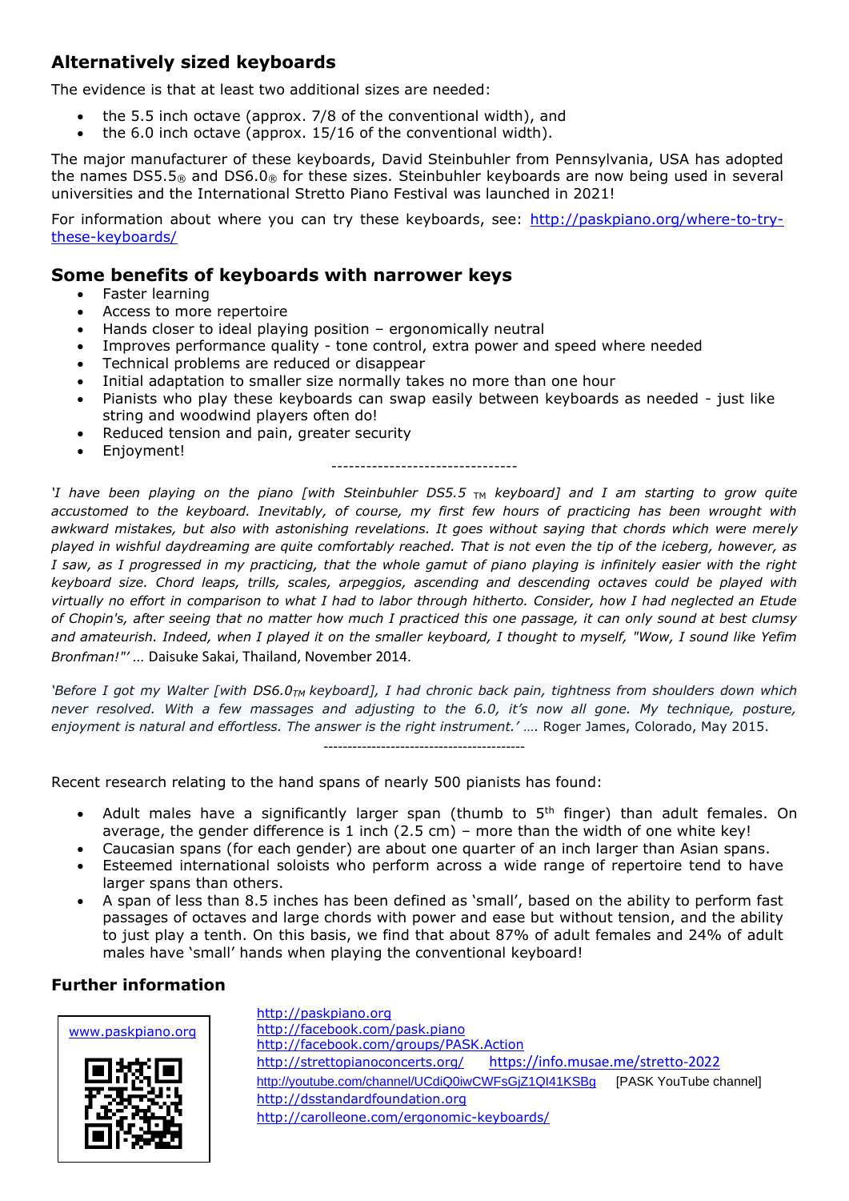## Alternatively sized keyboards

The evidence is that at least two additional sizes are needed:

- the 5.5 inch octave (approx. 7/8 of the conventional width), and
- the 6.0 inch octave (approx. 15/16 of the conventional width).

The major manufacturer of these keyboards, David Steinbuhler from Pennsylvania, USA has adopted the names DS5.5® and DS6.0® for these sizes. Steinbuhler keyboards are now being used in several universities and the International Stretto Piano Festival was launched in 2021!

For information about where you can try these keyboards, see: http://paskpiano.org/where-to-try-these-keyboards/

## Some benefits of keyboards with narrower keys

- Faster learning
- Access to more repertoire
- Hands closer to ideal playing position – ergonomically neutral
- Improves performance quality - tone control, extra power and speed where needed
- Technical problems are reduced or disappear
- Initial adaptation to smaller size normally takes no more than one hour
- Pianists who play these keyboards can swap easily between keyboards as needed - just like string and woodwind players often do!
- Reduced tension and pain, greater security
- Enjoyment!

--------------------------------

*'I have been playing on the piano [with Steinbuhler DS5.5 ™ keyboard] and I am starting to grow quite accustomed to the keyboard. Inevitably, of course, my first few hours of practicing has been wrought with awkward mistakes, but also with astonishing revelations. It goes without saying that chords which were merely played in wishful daydreaming are quite comfortably reached. That is not even the tip of the iceberg, however, as I saw, as I progressed in my practicing, that the whole gamut of piano playing is infinitely easier with the right keyboard size. Chord leaps, trills, scales, arpeggios, ascending and descending octaves could be played with virtually no effort in comparison to what I had to labor through hitherto. Consider, how I had neglected an Etude of Chopin's, after seeing that no matter how much I practiced this one passage, it can only sound at best clumsy and amateurish. Indeed, when I played it on the smaller keyboard, I thought to myself, "Wow, I sound like Yefim Bronfman!"' …* Daisuke Sakai, Thailand, November 2014.

*'Before I got my Walter [with DS6.0™ keyboard], I had chronic back pain, tightness from shoulders down which never resolved. With a few massages and adjusting to the 6.0, it's now all gone. My technique, posture, enjoyment is natural and effortless. The answer is the right instrument.'* …. Roger James, Colorado, May 2015.

------------------------------------------

Recent research relating to the hand spans of nearly 500 pianists has found:

- Adult males have a significantly larger span (thumb to 5th finger) than adult females. On average, the gender difference is 1 inch (2.5 cm) – more than the width of one white key!
- Caucasian spans (for each gender) are about one quarter of an inch larger than Asian spans.
- Esteemed international soloists who perform across a wide range of repertoire tend to have larger spans than others.
- A span of less than 8.5 inches has been defined as 'small', based on the ability to perform fast passages of octaves and large chords with power and ease but without tension, and the ability to just play a tenth. On this basis, we find that about 87% of adult females and 24% of adult males have 'small' hands when playing the conventional keyboard!

## Further information

www.paskpiano.org

http://paskpiano.org
http://facebook.com/pask.piano
http://facebook.com/groups/PASK.Action
http://strettopianoconcerts.org/ https://info.musae.me/stretto-2022
http://youtube.com/channel/UCdiQ0iwCWFsGjZ1QI41KSBg [PASK YouTube channel]
http://dsstandardfoundation.org
http://carolleone.com/ergonomic-keyboards/